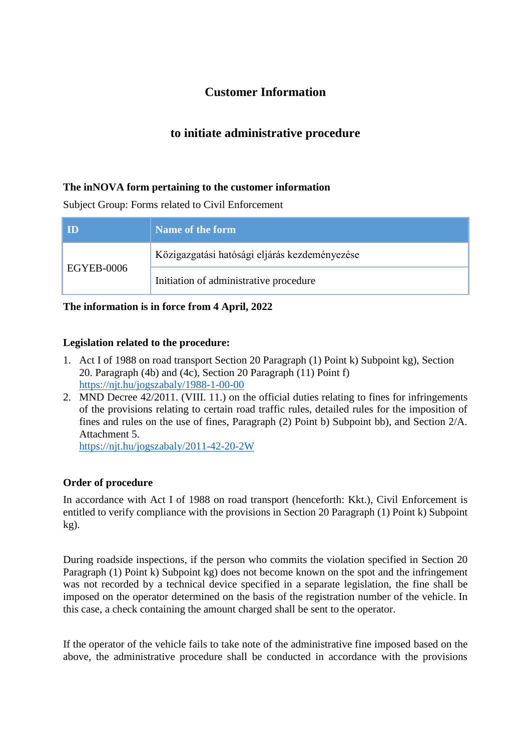# Customer Information

## to initiate administrative procedure

### The inNOVA form pertaining to the customer information

Subject Group: Forms related to Civil Enforcement

| ID | Name of the form |
|---|---|
| EGYEB-0006 | Közigazgatási hatósági eljárás kezdeményezése |
| | Initiation of administrative procedure |

**The information is in force from 4 April, 2022**

### Legislation related to the procedure:

1. Act I of 1988 on road transport Section 20 Paragraph (1) Point k) Subpoint kg), Section 20. Paragraph (4b) and (4c), Section 20 Paragraph (11) Point f)
   https://njt.hu/jogszabaly/1988-1-00-00
2. MND Decree 42/2011. (VIII. 11.) on the official duties relating to fines for infringements of the provisions relating to certain road traffic rules, detailed rules for the imposition of fines and rules on the use of fines, Paragraph (2) Point b) Subpoint bb), and Section 2/A. Attachment 5.
   https://njt.hu/jogszabaly/2011-42-20-2W

### Order of procedure

In accordance with Act I of 1988 on road transport (henceforth: Kkt.), Civil Enforcement is entitled to verify compliance with the provisions in Section 20 Paragraph (1) Point k) Subpoint kg).

During roadside inspections, if the person who commits the violation specified in Section 20 Paragraph (1) Point k) Subpoint kg) does not become known on the spot and the infringement was not recorded by a technical device specified in a separate legislation, the fine shall be imposed on the operator determined on the basis of the registration number of the vehicle. In this case, a check containing the amount charged shall be sent to the operator.

If the operator of the vehicle fails to take note of the administrative fine imposed based on the above, the administrative procedure shall be conducted in accordance with the provisions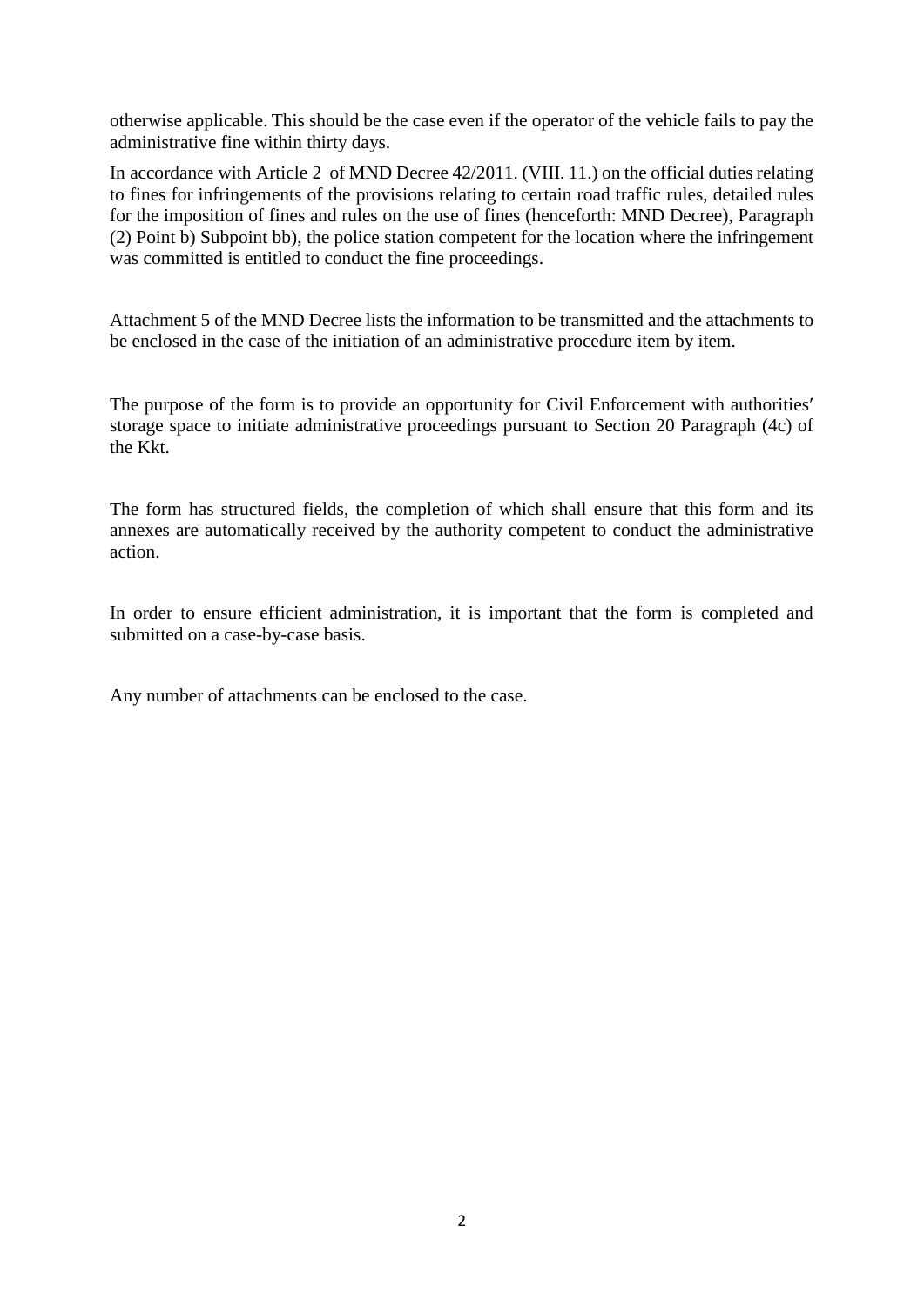otherwise applicable. This should be the case even if the operator of the vehicle fails to pay the administrative fine within thirty days.

In accordance with Article 2 of MND Decree 42/2011. (VIII. 11.) on the official duties relating to fines for infringements of the provisions relating to certain road traffic rules, detailed rules for the imposition of fines and rules on the use of fines (henceforth: MND Decree), Paragraph (2) Point b) Subpoint bb), the police station competent for the location where the infringement was committed is entitled to conduct the fine proceedings.

Attachment 5 of the MND Decree lists the information to be transmitted and the attachments to be enclosed in the case of the initiation of an administrative procedure item by item.

The purpose of the form is to provide an opportunity for Civil Enforcement with authorities′ storage space to initiate administrative proceedings pursuant to Section 20 Paragraph (4c) of the Kkt.

The form has structured fields, the completion of which shall ensure that this form and its annexes are automatically received by the authority competent to conduct the administrative action.

In order to ensure efficient administration, it is important that the form is completed and submitted on a case-by-case basis.

Any number of attachments can be enclosed to the case.